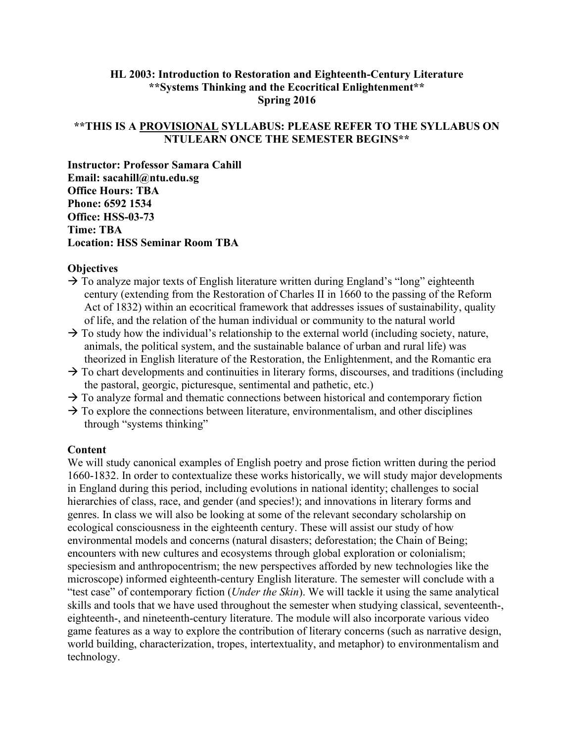**HL 2003: Introduction to Restoration and Eighteenth-Century Literature**
**\*\*Systems Thinking and the Ecocritical Enlightenment\*\***
**Spring 2016**

**\*\*THIS IS A PROVISIONAL SYLLABUS: PLEASE REFER TO THE SYLLABUS ON NTULEARN ONCE THE SEMESTER BEGINS\*\***

**Instructor: Professor Samara Cahill**
**Email: sacahill@ntu.edu.sg**
**Office Hours: TBA**
**Phone: 6592 1534**
**Office: HSS-03-73**
**Time: TBA**
**Location: HSS Seminar Room TBA**

**Objectives**

→ To analyze major texts of English literature written during England's "long" eighteenth century (extending from the Restoration of Charles II in 1660 to the passing of the Reform Act of 1832) within an ecocritical framework that addresses issues of sustainability, quality of life, and the relation of the human individual or community to the natural world

→ To study how the individual's relationship to the external world (including society, nature, animals, the political system, and the sustainable balance of urban and rural life) was theorized in English literature of the Restoration, the Enlightenment, and the Romantic era

→ To chart developments and continuities in literary forms, discourses, and traditions (including the pastoral, georgic, picturesque, sentimental and pathetic, etc.)

→ To analyze formal and thematic connections between historical and contemporary fiction

→ To explore the connections between literature, environmentalism, and other disciplines through "systems thinking"

**Content**

We will study canonical examples of English poetry and prose fiction written during the period 1660-1832. In order to contextualize these works historically, we will study major developments in England during this period, including evolutions in national identity; challenges to social hierarchies of class, race, and gender (and species!); and innovations in literary forms and genres. In class we will also be looking at some of the relevant secondary scholarship on ecological consciousness in the eighteenth century. These will assist our study of how environmental models and concerns (natural disasters; deforestation; the Chain of Being; encounters with new cultures and ecosystems through global exploration or colonialism; speciesism and anthropocentrism; the new perspectives afforded by new technologies like the microscope) informed eighteenth-century English literature. The semester will conclude with a "test case" of contemporary fiction (*Under the Skin*). We will tackle it using the same analytical skills and tools that we have used throughout the semester when studying classical, seventeenth-, eighteenth-, and nineteenth-century literature. The module will also incorporate various video game features as a way to explore the contribution of literary concerns (such as narrative design, world building, characterization, tropes, intertextuality, and metaphor) to environmentalism and technology.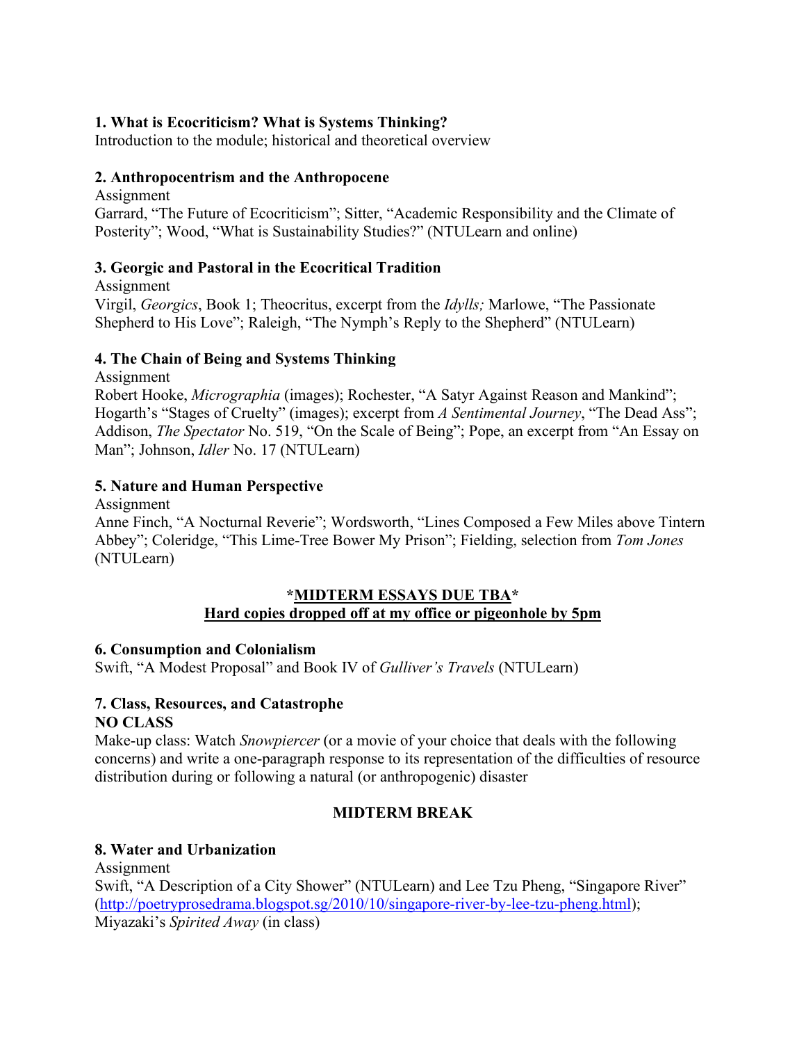**1. What is Ecocriticism? What is Systems Thinking?**
Introduction to the module; historical and theoretical overview

**2. Anthropocentrism and the Anthropocene**
Assignment
Garrard, "The Future of Ecocriticism"; Sitter, "Academic Responsibility and the Climate of Posterity"; Wood, "What is Sustainability Studies?" (NTULearn and online)

**3. Georgic and Pastoral in the Ecocritical Tradition**
Assignment
Virgil, *Georgics*, Book 1; Theocritus, excerpt from the *Idylls;* Marlowe, "The Passionate Shepherd to His Love"; Raleigh, "The Nymph's Reply to the Shepherd" (NTULearn)

**4. The Chain of Being and Systems Thinking**
Assignment
Robert Hooke, *Micrographia* (images); Rochester, "A Satyr Against Reason and Mankind"; Hogarth's "Stages of Cruelty" (images); excerpt from *A Sentimental Journey*, "The Dead Ass"; Addison, *The Spectator* No. 519, "On the Scale of Being"; Pope, an excerpt from "An Essay on Man"; Johnson, *Idler* No. 17 (NTULearn)

**5. Nature and Human Perspective**
Assignment
Anne Finch, "A Nocturnal Reverie"; Wordsworth, "Lines Composed a Few Miles above Tintern Abbey"; Coleridge, "This Lime-Tree Bower My Prison"; Fielding, selection from *Tom Jones* (NTULearn)

**\*MIDTERM ESSAYS DUE TBA\***
**Hard copies dropped off at my office or pigeonhole by 5pm**

**6. Consumption and Colonialism**
Swift, "A Modest Proposal" and Book IV of *Gulliver's Travels* (NTULearn)

**7. Class, Resources, and Catastrophe**
**NO CLASS**
Make-up class: Watch *Snowpiercer* (or a movie of your choice that deals with the following concerns) and write a one-paragraph response to its representation of the difficulties of resource distribution during or following a natural (or anthropogenic) disaster

**MIDTERM BREAK**

**8. Water and Urbanization**
Assignment
Swift, "A Description of a City Shower" (NTULearn) and Lee Tzu Pheng, "Singapore River" (http://poetryprosedrama.blogspot.sg/2010/10/singapore-river-by-lee-tzu-pheng.html); Miyazaki's *Spirited Away* (in class)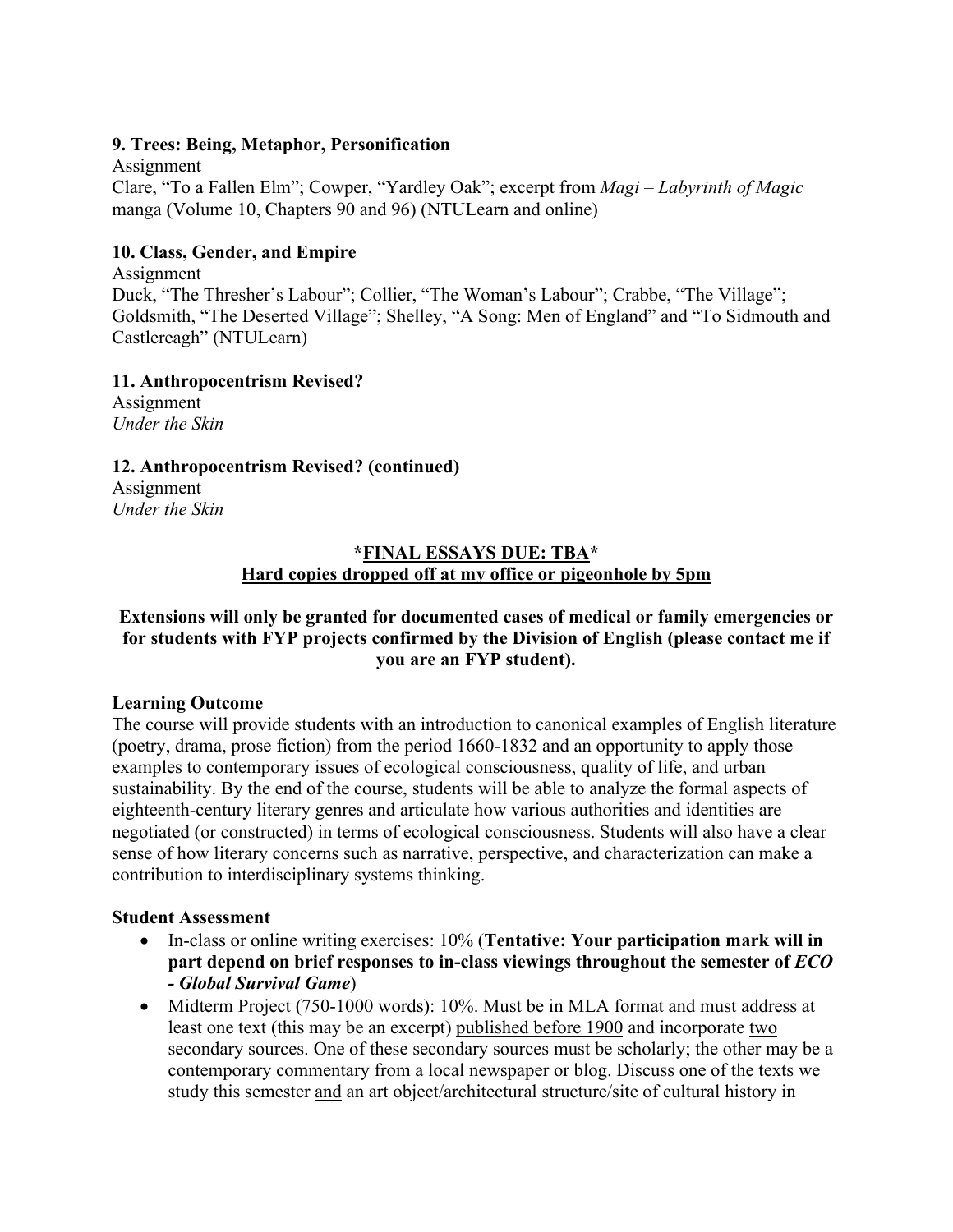**9. Trees: Being, Metaphor, Personification**

Assignment

Clare, "To a Fallen Elm"; Cowper, "Yardley Oak"; excerpt from *Magi – Labyrinth of Magic* manga (Volume 10, Chapters 90 and 96) (NTULearn and online)

**10. Class, Gender, and Empire**

Assignment

Duck, "The Thresher's Labour"; Collier, "The Woman's Labour"; Crabbe, "The Village"; Goldsmith, "The Deserted Village"; Shelley, "A Song: Men of England" and "To Sidmouth and Castlereagh" (NTULearn)

**11. Anthropocentrism Revised?**

Assignment

*Under the Skin*

**12. Anthropocentrism Revised? (continued)**

Assignment

*Under the Skin*

**\*<u>FINAL ESSAYS DUE: TBA</u>\***

**<u>Hard copies dropped off at my office or pigeonhole by 5pm</u>**

**Extensions will only be granted for documented cases of medical or family emergencies or for students with FYP projects confirmed by the Division of English (please contact me if you are an FYP student).**

**Learning Outcome**

The course will provide students with an introduction to canonical examples of English literature (poetry, drama, prose fiction) from the period 1660-1832 and an opportunity to apply those examples to contemporary issues of ecological consciousness, quality of life, and urban sustainability. By the end of the course, students will be able to analyze the formal aspects of eighteenth-century literary genres and articulate how various authorities and identities are negotiated (or constructed) in terms of ecological consciousness. Students will also have a clear sense of how literary concerns such as narrative, perspective, and characterization can make a contribution to interdisciplinary systems thinking.

**Student Assessment**

- In-class or online writing exercises: 10% (**Tentative: Your participation mark will in part depend on brief responses to in-class viewings throughout the semester of *ECO - Global Survival Game***)
- Midterm Project (750-1000 words): 10%. Must be in MLA format and must address at least one text (this may be an excerpt) <u>published before 1900</u> and incorporate <u>two</u> secondary sources. One of these secondary sources must be scholarly; the other may be a contemporary commentary from a local newspaper or blog. Discuss one of the texts we study this semester <u>and</u> an art object/architectural structure/site of cultural history in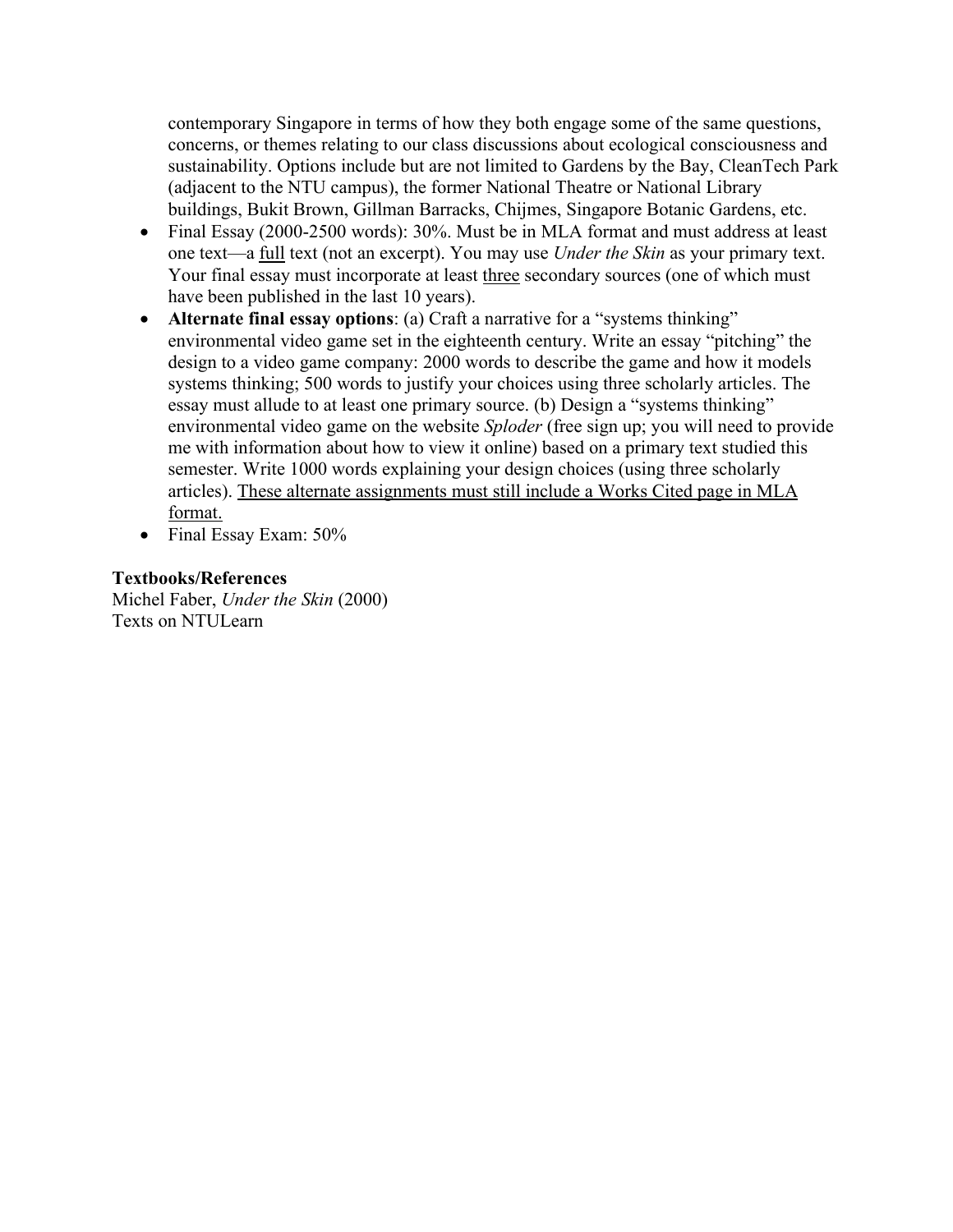contemporary Singapore in terms of how they both engage some of the same questions, concerns, or themes relating to our class discussions about ecological consciousness and sustainability. Options include but are not limited to Gardens by the Bay, CleanTech Park (adjacent to the NTU campus), the former National Theatre or National Library buildings, Bukit Brown, Gillman Barracks, Chijmes, Singapore Botanic Gardens, etc.

- Final Essay (2000-2500 words): 30%. Must be in MLA format and must address at least one text—a <u>full</u> text (not an excerpt). You may use *Under the Skin* as your primary text. Your final essay must incorporate at least <u>three</u> secondary sources (one of which must have been published in the last 10 years).
- **Alternate final essay options**: (a) Craft a narrative for a "systems thinking" environmental video game set in the eighteenth century. Write an essay "pitching" the design to a video game company: 2000 words to describe the game and how it models systems thinking; 500 words to justify your choices using three scholarly articles. The essay must allude to at least one primary source. (b) Design a "systems thinking" environmental video game on the website *Sploder* (free sign up; you will need to provide me with information about how to view it online) based on a primary text studied this semester. Write 1000 words explaining your design choices (using three scholarly articles). <u>These alternate assignments must still include a Works Cited page in MLA format.</u>
- Final Essay Exam: 50%

**Textbooks/References**

Michel Faber, *Under the Skin* (2000)
Texts on NTULearn